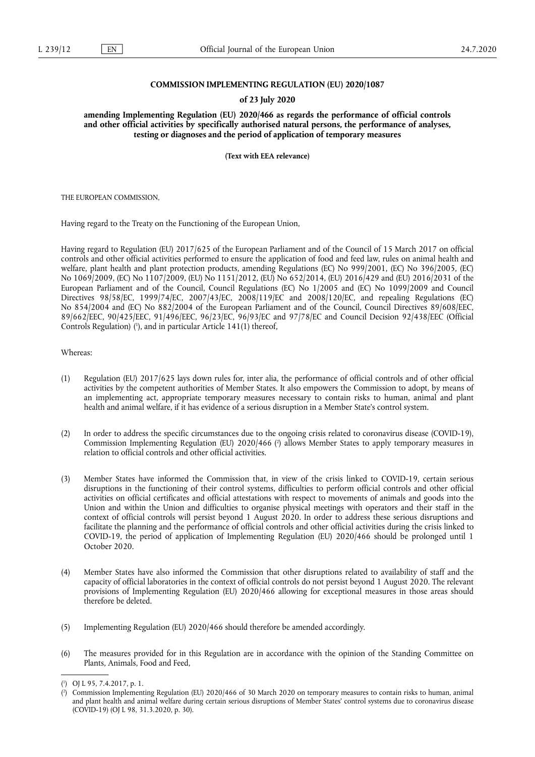**COMMISSION IMPLEMENTING REGULATION (EU) 2020/1087**

**of 23 July 2020**

**amending Implementing Regulation (EU) 2020/466 as regards the performance of official controls and other official activities by specifically authorised natural persons, the performance of analyses, testing or diagnoses and the period of application of temporary measures**

**(Text with EEA relevance)**

THE EUROPEAN COMMISSION,

Having regard to the Treaty on the Functioning of the European Union,

Having regard to Regulation (EU) 2017/625 of the European Parliament and of the Council of 15 March 2017 on official controls and other official activities performed to ensure the application of food and feed law, rules on animal health and welfare, plant health and plant protection products, amending Regulations (EC) No 999/2001, (EC) No 396/2005, (EC) No 1069/2009, (EC) No 1107/2009, (EU) No 1151/2012, (EU) No 652/2014, (EU) 2016/429 and (EU) 2016/2031 of the European Parliament and of the Council, Council Regulations (EC) No 1/2005 and (EC) No 1099/2009 and Council Directives 98/58/EC, 1999/74/EC, 2007/43/EC, 2008/119/EC and 2008/120/EC, and repealing Regulations (EC) No 854/2004 and (EC) No 882/2004 of the European Parliament and of the Council, Council Directives 89/608/EEC, 89/662/EEC, 90/425/EEC, 91/496/EEC, 96/23/EC, 96/93/EC and 97/78/EC and Council Decision 92/438/EEC (Official Controls Regulation) ([1]), and in particular Article 141(1) thereof,

Whereas:

(1) Regulation (EU) 2017/625 lays down rules for, inter alia, the performance of official controls and of other official activities by the competent authorities of Member States. It also empowers the Commission to adopt, by means of an implementing act, appropriate temporary measures necessary to contain risks to human, animal and plant health and animal welfare, if it has evidence of a serious disruption in a Member State's control system.

(2) In order to address the specific circumstances due to the ongoing crisis related to coronavirus disease (COVID-19), Commission Implementing Regulation (EU) 2020/466 ([2]) allows Member States to apply temporary measures in relation to official controls and other official activities.

(3) Member States have informed the Commission that, in view of the crisis linked to COVID-19, certain serious disruptions in the functioning of their control systems, difficulties to perform official controls and other official activities on official certificates and official attestations with respect to movements of animals and goods into the Union and within the Union and difficulties to organise physical meetings with operators and their staff in the context of official controls will persist beyond 1 August 2020. In order to address these serious disruptions and facilitate the planning and the performance of official controls and other official activities during the crisis linked to COVID-19, the period of application of Implementing Regulation (EU) 2020/466 should be prolonged until 1 October 2020.

(4) Member States have also informed the Commission that other disruptions related to availability of staff and the capacity of official laboratories in the context of official controls do not persist beyond 1 August 2020. The relevant provisions of Implementing Regulation (EU) 2020/466 allowing for exceptional measures in those areas should therefore be deleted.

(5) Implementing Regulation (EU) 2020/466 should therefore be amended accordingly.

(6) The measures provided for in this Regulation are in accordance with the opinion of the Standing Committee on Plants, Animals, Food and Feed,

---

([1]) OJ L 95, 7.4.2017, p. 1.

([2]) Commission Implementing Regulation (EU) 2020/466 of 30 March 2020 on temporary measures to contain risks to human, animal and plant health and animal welfare during certain serious disruptions of Member States' control systems due to coronavirus disease (COVID-19) (OJ L 98, 31.3.2020, p. 30).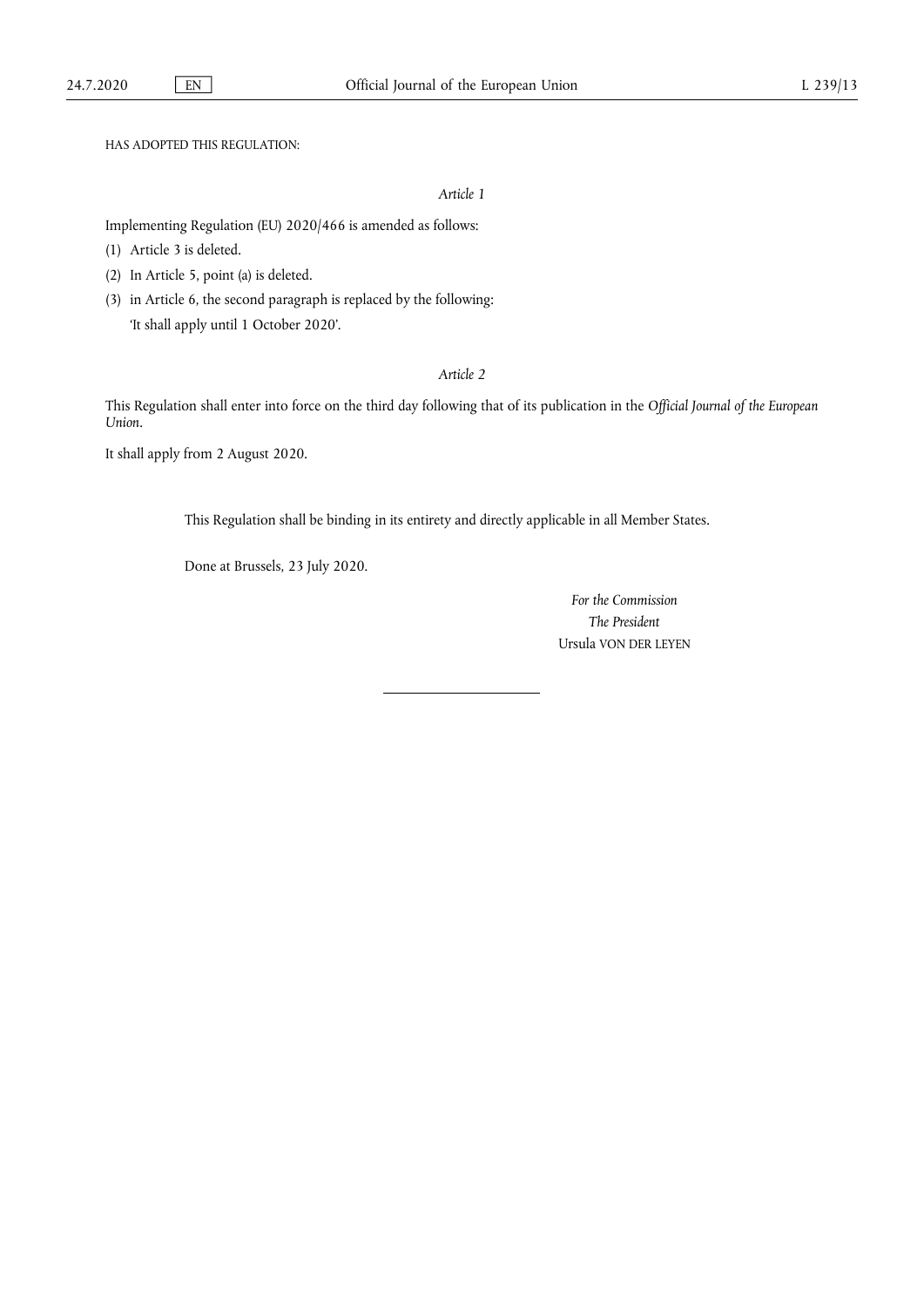HAS ADOPTED THIS REGULATION:

*Article 1*

Implementing Regulation (EU) 2020/466 is amended as follows:

(1) Article 3 is deleted.

(2) In Article 5, point (a) is deleted.

(3) in Article 6, the second paragraph is replaced by the following:

'It shall apply until 1 October 2020'.

*Article 2*

This Regulation shall enter into force on the third day following that of its publication in the *Official Journal of the European Union*.

It shall apply from 2 August 2020.

This Regulation shall be binding in its entirety and directly applicable in all Member States.

Done at Brussels, 23 July 2020.

*For the Commission*

*The President*

Ursula VON DER LEYEN